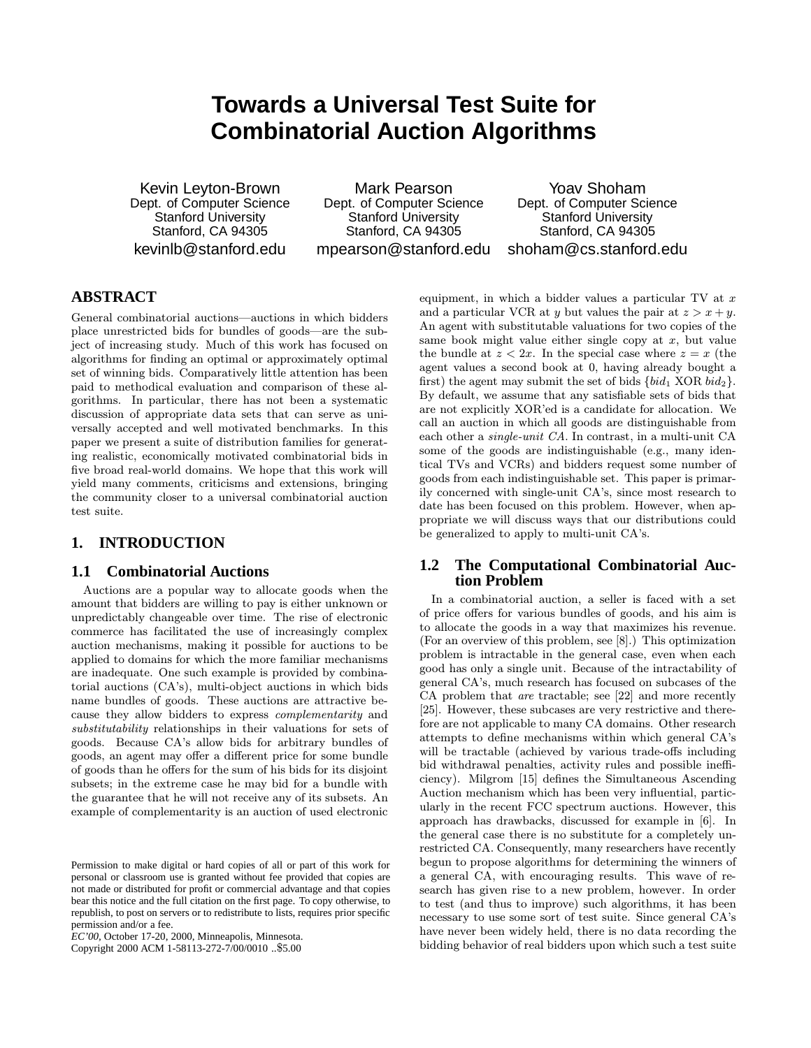# Towards a Universal Test Suite for Combinatorial Auction Algorithms

Kevin Leyton-Brown
Dept. of Computer Science
Stanford University
Stanford, CA 94305
kevinlb@stanford.edu

Mark Pearson
Dept. of Computer Science
Stanford University
Stanford, CA 94305
mpearson@stanford.edu

Yoav Shoham
Dept. of Computer Science
Stanford University
Stanford, CA 94305
shoham@cs.stanford.edu

## ABSTRACT

General combinatorial auctions—auctions in which bidders place unrestricted bids for bundles of goods—are the subject of increasing study. Much of this work has focused on algorithms for finding an optimal or approximately optimal set of winning bids. Comparatively little attention has been paid to methodical evaluation and comparison of these algorithms. In particular, there has not been a systematic discussion of appropriate data sets that can serve as universally accepted and well motivated benchmarks. In this paper we present a suite of distribution families for generating realistic, economically motivated combinatorial bids in five broad real-world domains. We hope that this work will yield many comments, criticisms and extensions, bringing the community closer to a universal combinatorial auction test suite.

## 1. INTRODUCTION

### 1.1 Combinatorial Auctions

Auctions are a popular way to allocate goods when the amount that bidders are willing to pay is either unknown or unpredictably changeable over time. The rise of electronic commerce has facilitated the use of increasingly complex auction mechanisms, making it possible for auctions to be applied to domains for which the more familiar mechanisms are inadequate. One such example is provided by combinatorial auctions (CA's), multi-object auctions in which bids name bundles of goods. These auctions are attractive because they allow bidders to express *complementarity* and *substitutability* relationships in their valuations for sets of goods. Because CA's allow bids for arbitrary bundles of goods, an agent may offer a different price for some bundle of goods than he offers for the sum of his bids for its disjoint subsets; in the extreme case he may bid for a bundle with the guarantee that he will not receive any of its subsets. An example of complementarity is an auction of used electronic equipment, in which a bidder values a particular TV at $x$ and a particular VCR at $y$ but values the pair at $z > x + y$. An agent with substitutable valuations for two copies of the same book might value either single copy at $x$, but value the bundle at $z < 2x$. In the special case where $z = x$ (the agent values a second book at 0, having already bought a first) the agent may submit the set of bids $\{bid_1 \text{ XOR } bid_2\}$. By default, we assume that any satisfiable sets of bids that are not explicitly XOR'ed is a candidate for allocation. We call an auction in which all goods are distinguishable from each other a *single-unit CA*. In contrast, in a multi-unit CA some of the goods are indistinguishable (e.g., many identical TVs and VCRs) and bidders request some number of goods from each indistinguishable set. This paper is primarily concerned with single-unit CA's, since most research to date has been focused on this problem. However, when appropriate we will discuss ways that our distributions could be generalized to apply to multi-unit CA's.

### 1.2 The Computational Combinatorial Auction Problem

In a combinatorial auction, a seller is faced with a set of price offers for various bundles of goods, and his aim is to allocate the goods in a way that maximizes his revenue. (For an overview of this problem, see [8].) This optimization problem is intractable in the general case, even when each good has only a single unit. Because of the intractability of general CA's, much research has focused on subcases of the CA problem that *are* tractable; see [22] and more recently [25]. However, these subcases are very restrictive and therefore are not applicable to many CA domains. Other research attempts to define mechanisms within which general CA's will be tractable (achieved by various trade-offs including bid withdrawal penalties, activity rules and possible inefficiency). Milgrom [15] defines the Simultaneous Ascending Auction mechanism which has been very influential, particularly in the recent FCC spectrum auctions. However, this approach has drawbacks, discussed for example in [6]. In the general case there is no substitute for a completely unrestricted CA. Consequently, many researchers have recently begun to propose algorithms for determining the winners of a general CA, with encouraging results. This wave of research has given rise to a new problem, however. In order to test (and thus to improve) such algorithms, it has been necessary to use some sort of test suite. Since general CA's have never been widely held, there is no data recording the bidding behavior of real bidders upon which such a test suite

Permission to make digital or hard copies of all or part of this work for personal or classroom use is granted without fee provided that copies are not made or distributed for profit or commercial advantage and that copies bear this notice and the full citation on the first page. To copy otherwise, to republish, to post on servers or to redistribute to lists, requires prior specific permission and/or a fee.
*EC'00*, October 17-20, 2000, Minneapolis, Minnesota.
Copyright 2000 ACM 1-58113-272-7/00/0010 ..$5.00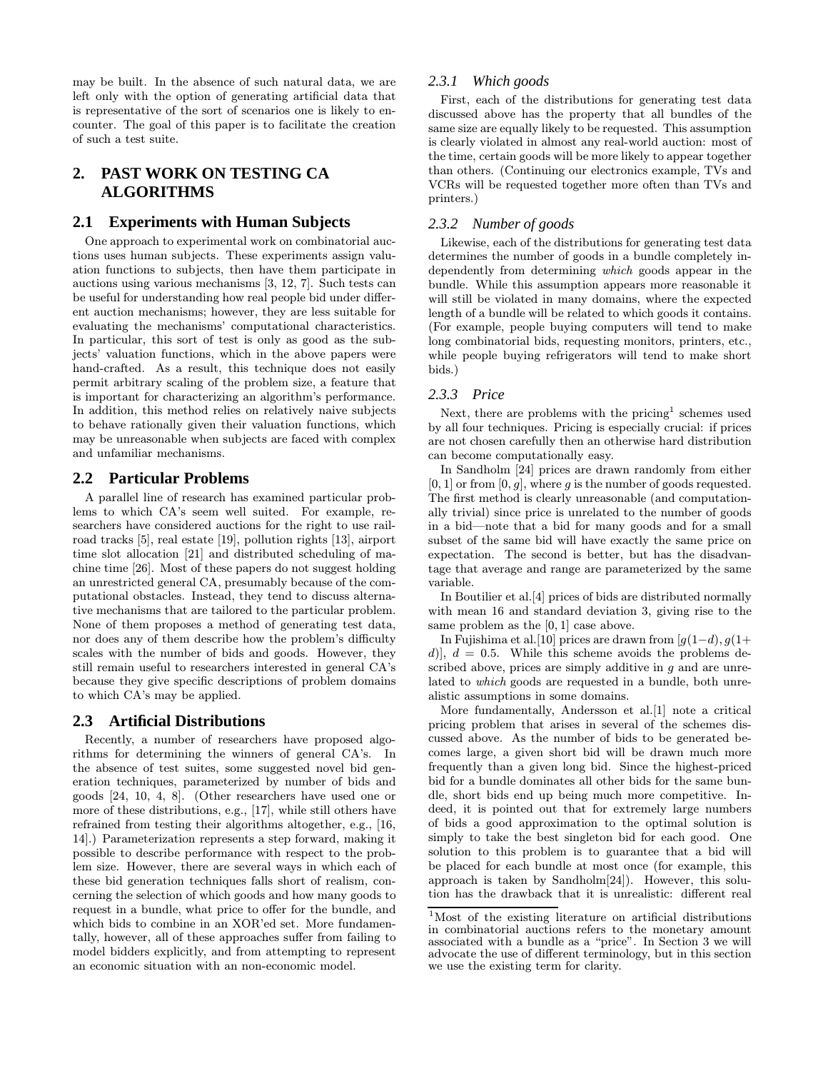may be built. In the absence of such natural data, we are left only with the option of generating artificial data that is representative of the sort of scenarios one is likely to encounter. The goal of this paper is to facilitate the creation of such a test suite.

## 2. PAST WORK ON TESTING CA ALGORITHMS

### 2.1 Experiments with Human Subjects

One approach to experimental work on combinatorial auctions uses human subjects. These experiments assign valuation functions to subjects, then have them participate in auctions using various mechanisms [3, 12, 7]. Such tests can be useful for understanding how real people bid under different auction mechanisms; however, they are less suitable for evaluating the mechanisms' computational characteristics. In particular, this sort of test is only as good as the subjects' valuation functions, which in the above papers were hand-crafted. As a result, this technique does not easily permit arbitrary scaling of the problem size, a feature that is important for characterizing an algorithm's performance. In addition, this method relies on relatively naive subjects to behave rationally given their valuation functions, which may be unreasonable when subjects are faced with complex and unfamiliar mechanisms.

### 2.2 Particular Problems

A parallel line of research has examined particular problems to which CA's seem well suited. For example, researchers have considered auctions for the right to use railroad tracks [5], real estate [19], pollution rights [13], airport time slot allocation [21] and distributed scheduling of machine time [26]. Most of these papers do not suggest holding an unrestricted general CA, presumably because of the computational obstacles. Instead, they tend to discuss alternative mechanisms that are tailored to the particular problem. None of them proposes a method of generating test data, nor does any of them describe how the problem's difficulty scales with the number of bids and goods. However, they still remain useful to researchers interested in general CA's because they give specific descriptions of problem domains to which CA's may be applied.

### 2.3 Artificial Distributions

Recently, a number of researchers have proposed algorithms for determining the winners of general CA's. In the absence of test suites, some suggested novel bid generation techniques, parameterized by number of bids and goods [24, 10, 4, 8]. (Other researchers have used one or more of these distributions, e.g., [17], while still others have refrained from testing their algorithms altogether, e.g., [16, 14].) Parameterization represents a step forward, making it possible to describe performance with respect to the problem size. However, there are several ways in which each of these bid generation techniques falls short of realism, concerning the selection of which goods and how many goods to request in a bundle, what price to offer for the bundle, and which bids to combine in an XOR'ed set. More fundamentally, however, all of these approaches suffer from failing to model bidders explicitly, and from attempting to represent an economic situation with an non-economic model.

#### 2.3.1 Which goods

First, each of the distributions for generating test data discussed above has the property that all bundles of the same size are equally likely to be requested. This assumption is clearly violated in almost any real-world auction: most of the time, certain goods will be more likely to appear together than others. (Continuing our electronics example, TVs and VCRs will be requested together more often than TVs and printers.)

#### 2.3.2 Number of goods

Likewise, each of the distributions for generating test data determines the number of goods in a bundle completely independently from determining *which* goods appear in the bundle. While this assumption appears more reasonable it will still be violated in many domains, where the expected length of a bundle will be related to which goods it contains. (For example, people buying computers will tend to make long combinatorial bids, requesting monitors, printers, etc., while people buying refrigerators will tend to make short bids.)

#### 2.3.3 Price

Next, there are problems with the pricing[1] schemes used by all four techniques. Pricing is especially crucial: if prices are not chosen carefully then an otherwise hard distribution can become computationally easy.

In Sandholm [24] prices are drawn randomly from either $[0, 1]$ or from $[0, g]$, where $g$ is the number of goods requested. The first method is clearly unreasonable (and computationally trivial) since price is unrelated to the number of goods in a bid—note that a bid for many goods and for a small subset of the same bid will have exactly the same price on expectation. The second is better, but has the disadvantage that average and range are parameterized by the same variable.

In Boutilier et al.[4] prices of bids are distributed normally with mean 16 and standard deviation 3, giving rise to the same problem as the $[0, 1]$ case above.

In Fujishima et al.[10] prices are drawn from $[g(1-d), g(1+d)]$, $d = 0.5$. While this scheme avoids the problems described above, prices are simply additive in $g$ and are unrelated to *which* goods are requested in a bundle, both unrealistic assumptions in some domains.

More fundamentally, Andersson et al.[1] note a critical pricing problem that arises in several of the schemes discussed above. As the number of bids to be generated becomes large, a given short bid will be drawn much more frequently than a given long bid. Since the highest-priced bid for a bundle dominates all other bids for the same bundle, short bids end up being much more competitive. Indeed, it is pointed out that for extremely large numbers of bids a good approximation to the optimal solution is simply to take the best singleton bid for each good. One solution to this problem is to guarantee that a bid will be placed for each bundle at most once (for example, this approach is taken by Sandholm[24]). However, this solution has the drawback that it is unrealistic: different real

[1] Most of the existing literature on artificial distributions in combinatorial auctions refers to the monetary amount associated with a bundle as a "price". In Section 3 we will advocate the use of different terminology, but in this section we use the existing term for clarity.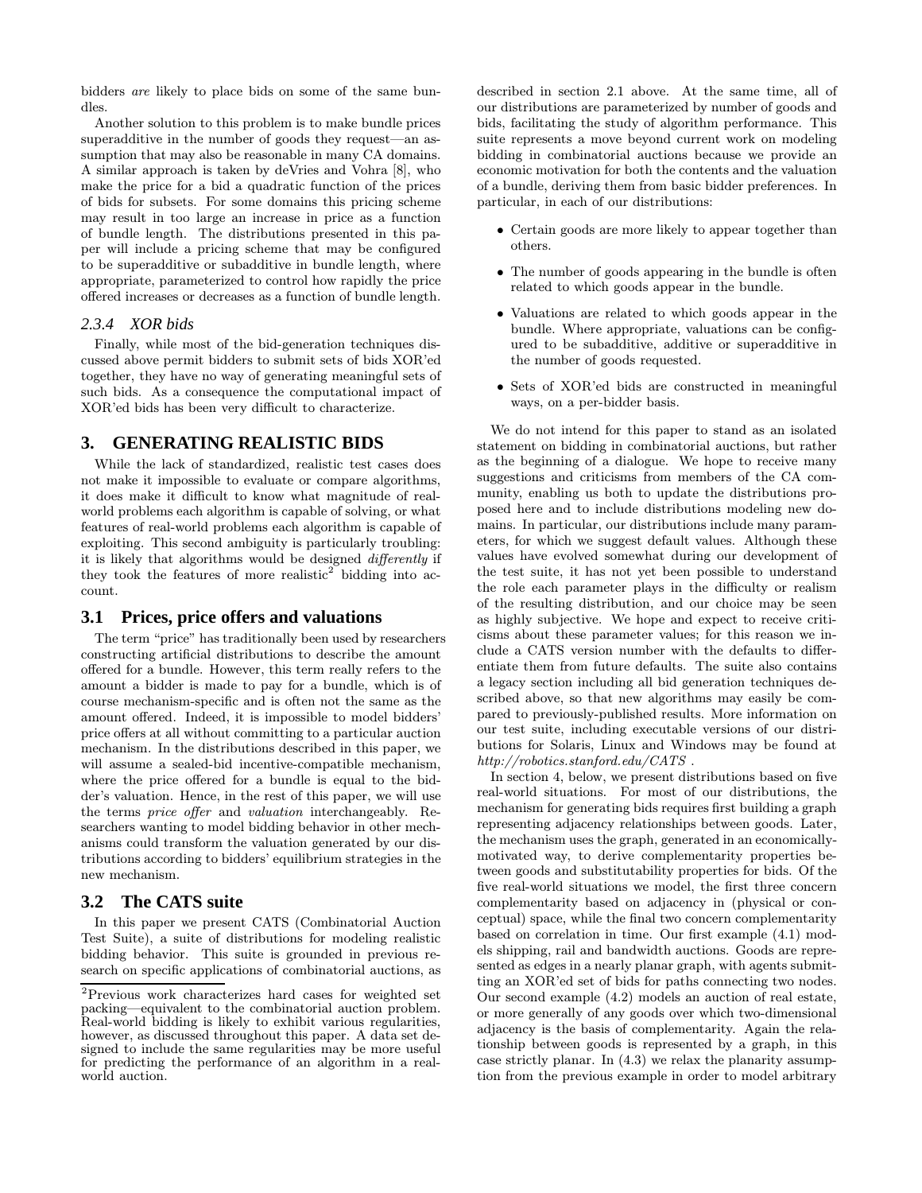bidders *are* likely to place bids on some of the same bundles.

Another solution to this problem is to make bundle prices superadditive in the number of goods they request—an assumption that may also be reasonable in many CA domains. A similar approach is taken by deVries and Vohra [8], who make the price for a bid a quadratic function of the prices of bids for subsets. For some domains this pricing scheme may result in too large an increase in price as a function of bundle length. The distributions presented in this paper will include a pricing scheme that may be configured to be superadditive or subadditive in bundle length, where appropriate, parameterized to control how rapidly the price offered increases or decreases as a function of bundle length.

#### 2.3.4 XOR bids

Finally, while most of the bid-generation techniques discussed above permit bidders to submit sets of bids XOR'ed together, they have no way of generating meaningful sets of such bids. As a consequence the computational impact of XOR'ed bids has been very difficult to characterize.

## 3. GENERATING REALISTIC BIDS

While the lack of standardized, realistic test cases does not make it impossible to evaluate or compare algorithms, it does make it difficult to know what magnitude of real-world problems each algorithm is capable of solving, or what features of real-world problems each algorithm is capable of exploiting. This second ambiguity is particularly troubling: it is likely that algorithms would be designed *differently* if they took the features of more realistic[2] bidding into account.

### 3.1 Prices, price offers and valuations

The term "price" has traditionally been used by researchers constructing artificial distributions to describe the amount offered for a bundle. However, this term really refers to the amount a bidder is made to pay for a bundle, which is of course mechanism-specific and is often not the same as the amount offered. Indeed, it is impossible to model bidders' price offers at all without committing to a particular auction mechanism. In the distributions described in this paper, we will assume a sealed-bid incentive-compatible mechanism, where the price offered for a bundle is equal to the bidder's valuation. Hence, in the rest of this paper, we will use the terms *price offer* and *valuation* interchangeably. Researchers wanting to model bidding behavior in other mechanisms could transform the valuation generated by our distributions according to bidders' equilibrium strategies in the new mechanism.

### 3.2 The CATS suite

In this paper we present CATS (Combinatorial Auction Test Suite), a suite of distributions for modeling realistic bidding behavior. This suite is grounded in previous research on specific applications of combinatorial auctions, as described in section 2.1 above. At the same time, all of our distributions are parameterized by number of goods and bids, facilitating the study of algorithm performance. This suite represents a move beyond current work on modeling bidding in combinatorial auctions because we provide an economic motivation for both the contents and the valuation of a bundle, deriving them from basic bidder preferences. In particular, in each of our distributions:

- Certain goods are more likely to appear together than others.
- The number of goods appearing in the bundle is often related to which goods appear in the bundle.
- Valuations are related to which goods appear in the bundle. Where appropriate, valuations can be configured to be subadditive, additive or superadditive in the number of goods requested.
- Sets of XOR'ed bids are constructed in meaningful ways, on a per-bidder basis.

We do not intend for this paper to stand as an isolated statement on bidding in combinatorial auctions, but rather as the beginning of a dialogue. We hope to receive many suggestions and criticisms from members of the CA community, enabling us both to update the distributions proposed here and to include distributions modeling new domains. In particular, our distributions include many parameters, for which we suggest default values. Although these values have evolved somewhat during our development of the test suite, it has not yet been possible to understand the role each parameter plays in the difficulty or realism of the resulting distribution, and our choice may be seen as highly subjective. We hope and expect to receive criticisms about these parameter values; for this reason we include a CATS version number with the defaults to differentiate them from future defaults. The suite also contains a legacy section including all bid generation techniques described above, so that new algorithms may easily be compared to previously-published results. More information on our test suite, including executable versions of our distributions for Solaris, Linux and Windows may be found at *http://robotics.stanford.edu/CATS* .

In section 4, below, we present distributions based on five real-world situations. For most of our distributions, the mechanism for generating bids requires first building a graph representing adjacency relationships between goods. Later, the mechanism uses the graph, generated in an economically-motivated way, to derive complementarity properties between goods and substitutability properties for bids. Of the five real-world situations we model, the first three concern complementarity based on adjacency in (physical or conceptual) space, while the final two concern complementarity based on correlation in time. Our first example (4.1) models shipping, rail and bandwidth auctions. Goods are represented as edges in a nearly planar graph, with agents submitting an XOR'ed set of bids for paths connecting two nodes. Our second example (4.2) models an auction of real estate, or more generally of any goods over which two-dimensional adjacency is the basis of complementarity. Again the relationship between goods is represented by a graph, in this case strictly planar. In (4.3) we relax the planarity assumption from the previous example in order to model arbitrary

[2]Previous work characterizes hard cases for weighted set packing—equivalent to the combinatorial auction problem. Real-world bidding is likely to exhibit various regularities, however, as discussed throughout this paper. A data set designed to include the same regularities may be more useful for predicting the performance of an algorithm in a real-world auction.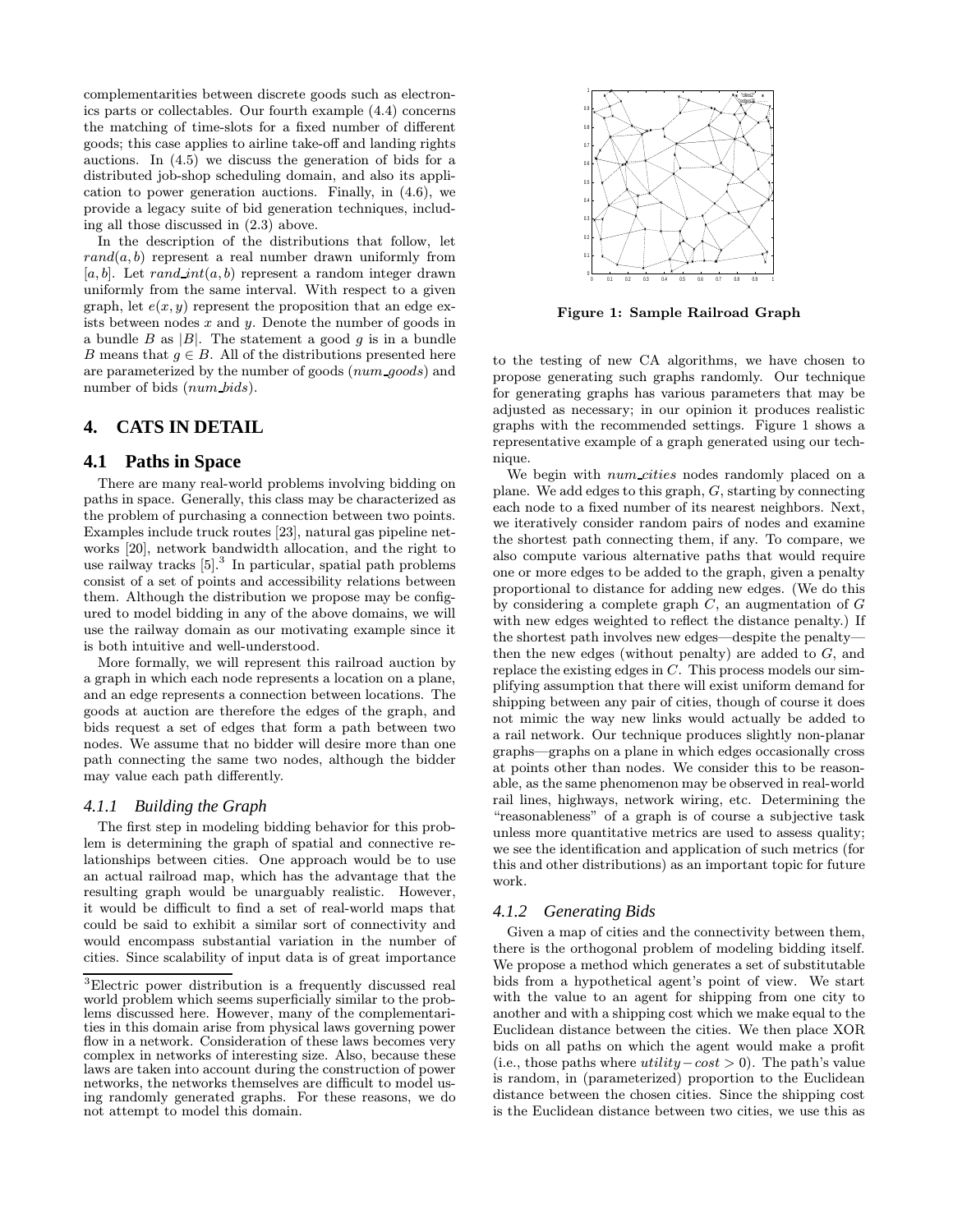complementarities between discrete goods such as electronics parts or collectables. Our fourth example (4.4) concerns the matching of time-slots for a fixed number of different goods; this case applies to airline take-off and landing rights auctions. In (4.5) we discuss the generation of bids for a distributed job-shop scheduling domain, and also its application to power generation auctions. Finally, in (4.6), we provide a legacy suite of bid generation techniques, including all those discussed in (2.3) above.

In the description of the distributions that follow, let $rand(a, b)$ represent a real number drawn uniformly from $[a, b]$. Let $rand\_int(a, b)$ represent a random integer drawn uniformly from the same interval. With respect to a given graph, let $e(x, y)$ represent the proposition that an edge exists between nodes $x$ and $y$. Denote the number of goods in a bundle $B$ as $|B|$. The statement a good $g$ is in a bundle $B$ means that $g \in B$. All of the distributions presented here are parameterized by the number of goods ($num\_goods$) and number of bids ($num\_bids$).

## 4. CATS IN DETAIL

### 4.1 Paths in Space

There are many real-world problems involving bidding on paths in space. Generally, this class may be characterized as the problem of purchasing a connection between two points. Examples include truck routes [23], natural gas pipeline networks [20], network bandwidth allocation, and the right to use railway tracks [5].[3] In particular, spatial path problems consist of a set of points and accessibility relations between them. Although the distribution we propose may be configured to model bidding in any of the above domains, we will use the railway domain as our motivating example since it is both intuitive and well-understood.

More formally, we will represent this railroad auction by a graph in which each node represents a location on a plane, and an edge represents a connection between locations. The goods at auction are therefore the edges of the graph, and bids request a set of edges that form a path between two nodes. We assume that no bidder will desire more than one path connecting the same two nodes, although the bidder may value each path differently.

#### 4.1.1 Building the Graph

The first step in modeling bidding behavior for this problem is determining the graph of spatial and connective relationships between cities. One approach would be to use an actual railroad map, which has the advantage that the resulting graph would be unarguably realistic. However, it would be difficult to find a set of real-world maps that could be said to exhibit a similar sort of connectivity and would encompass substantial variation in the number of cities. Since scalability of input data is of great importance to the testing of new CA algorithms, we have chosen to propose generating such graphs randomly. Our technique for generating graphs has various parameters that may be adjusted as necessary; in our opinion it produces realistic graphs with the recommended settings. Figure 1 shows a representative example of a graph generated using our technique.

**Figure 1: Sample Railroad Graph**

We begin with $num\_cities$ nodes randomly placed on a plane. We add edges to this graph, $G$, starting by connecting each node to a fixed number of its nearest neighbors. Next, we iteratively consider random pairs of nodes and examine the shortest path connecting them, if any. To compare, we also compute various alternative paths that would require one or more edges to be added to the graph, given a penalty proportional to distance for adding new edges. (We do this by considering a complete graph $C$, an augmentation of $G$ with new edges weighted to reflect the distance penalty.) If the shortest path involves new edges—despite the penalty—then the new edges (without penalty) are added to $G$, and replace the existing edges in $C$. This process models our simplifying assumption that there will exist uniform demand for shipping between any pair of cities, though of course it does not mimic the way new links would actually be added to a rail network. Our technique produces slightly non-planar graphs—graphs on a plane in which edges occasionally cross at points other than nodes. We consider this to be reasonable, as the same phenomenon may be observed in real-world rail lines, highways, network wiring, etc. Determining the "reasonableness" of a graph is of course a subjective task unless more quantitative metrics are used to assess quality; we see the identification and application of such metrics (for this and other distributions) as an important topic for future work.

#### 4.1.2 Generating Bids

Given a map of cities and the connectivity between them, there is the orthogonal problem of modeling bidding itself. We propose a method which generates a set of substitutable bids from a hypothetical agent's point of view. We start with the value to an agent for shipping from one city to another and with a shipping cost which we make equal to the Euclidean distance between the cities. We then place XOR bids on all paths on which the agent would make a profit (i.e., those paths where $utility - cost > 0$). The path's value is random, in (parameterized) proportion to the Euclidean distance between the chosen cities. Since the shipping cost is the Euclidean distance between two cities, we use this as

[3] Electric power distribution is a frequently discussed real world problem which seems superficially similar to the problems discussed here. However, many of the complementarities in this domain arise from physical laws governing power flow in a network. Consideration of these laws becomes very complex in networks of interesting size. Also, because these laws are taken into account during the construction of power networks, the networks themselves are difficult to model using randomly generated graphs. For these reasons, we do not attempt to model this domain.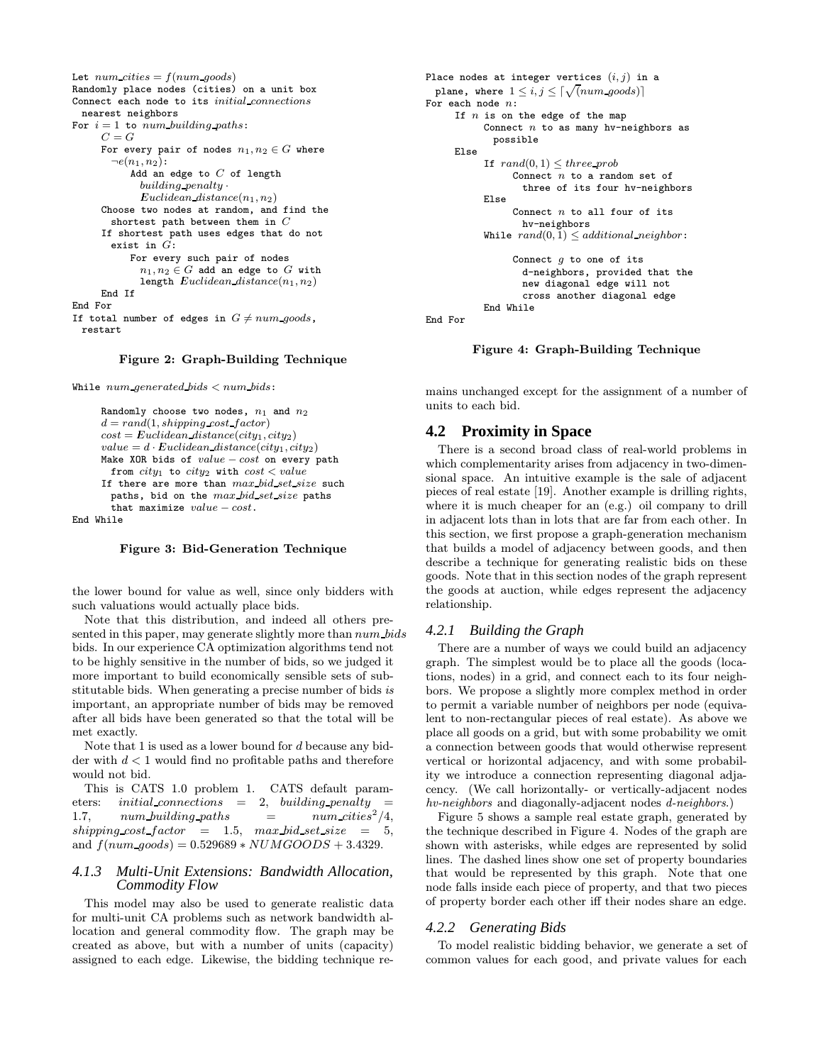```
Let num_cities = f(num_goods)
Randomly place nodes (cities) on a unit box
Connect each node to its initial_connections
  nearest neighbors
For i = 1 to num_building_paths:
     C = G
     For every pair of nodes n1, n2 ∈ G where
       ¬e(n1, n2):
          Add an edge to C of length
            building_penalty ·
            Euclidean_distance(n1, n2)
     Choose two nodes at random, and find the
       shortest path between them in C
     If shortest path uses edges that do not
       exist in G:
          For every such pair of nodes
            n1, n2 ∈ G add an edge to G with
            length Euclidean_distance(n1, n2)
     End If
End For
If total number of edges in G ≠ num_goods,
  restart
```

**Figure 2: Graph-Building Technique**

```
While num_generated_bids < num_bids:

     Randomly choose two nodes, n1 and n2
     d = rand(1, shipping_cost_factor)
     cost = Euclidean_distance(city1, city2)
     value = d · Euclidean_distance(city1, city2)
     Make XOR bids of value − cost on every path
       from city1 to city2 with cost < value
     If there are more than max_bid_set_size such
       paths, bid on the max_bid_set_size paths
       that maximize value − cost.
End While
```

**Figure 3: Bid-Generation Technique**

the lower bound for value as well, since only bidders with such valuations would actually place bids.

Note that this distribution, and indeed all others presented in this paper, may generate slightly more than $num\_bids$ bids. In our experience CA optimization algorithms tend not to be highly sensitive in the number of bids, so we judged it more important to build economically sensible sets of substitutable bids. When generating a precise number of bids *is* important, an appropriate number of bids may be removed after all bids have been generated so that the total will be met exactly.

Note that 1 is used as a lower bound for $d$ because any bidder with $d < 1$ would find no profitable paths and therefore would not bid.

This is CATS 1.0 problem 1. CATS default parameters: $initial\_connections = 2$, $building\_penalty = 1.7$, $num\_building\_paths = num\_cities^2/4$, $shipping\_cost\_factor = 1.5$, $max\_bid\_set\_size = 5$, and $f(num\_goods) = 0.529689 * NUMGOODS + 3.4329$.

#### 4.1.3 Multi-Unit Extensions: Bandwidth Allocation, Commodity Flow

This model may also be used to generate realistic data for multi-unit CA problems such as network bandwidth allocation and general commodity flow. The graph may be created as above, but with a number of units (capacity) assigned to each edge. Likewise, the bidding technique remains unchanged except for the assignment of a number of units to each bid.

```
Place nodes at integer vertices (i, j) in a
  plane, where 1 ≤ i, j ≤ ⌈√(num_goods)⌉
For each node n:
     If n is on the edge of the map
          Connect n to as many hv-neighbors as
            possible
     Else
          If rand(0, 1) ≤ three_prob
               Connect n to a random set of
                 three of its four hv-neighbors
          Else
               Connect n to all four of its
                 hv-neighbors
          While rand(0, 1) ≤ additional_neighbor:

               Connect g to one of its
                 d-neighbors, provided that the
                 new diagonal edge will not
                 cross another diagonal edge
          End While
End For
```

**Figure 4: Graph-Building Technique**

### 4.2 Proximity in Space

There is a second broad class of real-world problems in which complementarity arises from adjacency in two-dimensional space. An intuitive example is the sale of adjacent pieces of real estate [19]. Another example is drilling rights, where it is much cheaper for an (e.g.) oil company to drill in adjacent lots than in lots that are far from each other. In this section, we first propose a graph-generation mechanism that builds a model of adjacency between goods, and then describe a technique for generating realistic bids on these goods. Note that in this section nodes of the graph represent the goods at auction, while edges represent the adjacency relationship.

#### 4.2.1 Building the Graph

There are a number of ways we could build an adjacency graph. The simplest would be to place all the goods (locations, nodes) in a grid, and connect each to its four neighbors. We propose a slightly more complex method in order to permit a variable number of neighbors per node (equivalent to non-rectangular pieces of real estate). As above we place all goods on a grid, but with some probability we omit a connection between goods that would otherwise represent vertical or horizontal adjacency, and with some probability we introduce a connection representing diagonal adjacency. (We call horizontally- or vertically-adjacent nodes *hv-neighbors* and diagonally-adjacent nodes *d-neighbors*.)

Figure 5 shows a sample real estate graph, generated by the technique described in Figure 4. Nodes of the graph are shown with asterisks, while edges are represented by solid lines. The dashed lines show one set of property boundaries that would be represented by this graph. Note that one node falls inside each piece of property, and that two pieces of property border each other iff their nodes share an edge.

#### 4.2.2 Generating Bids

To model realistic bidding behavior, we generate a set of common values for each good, and private values for each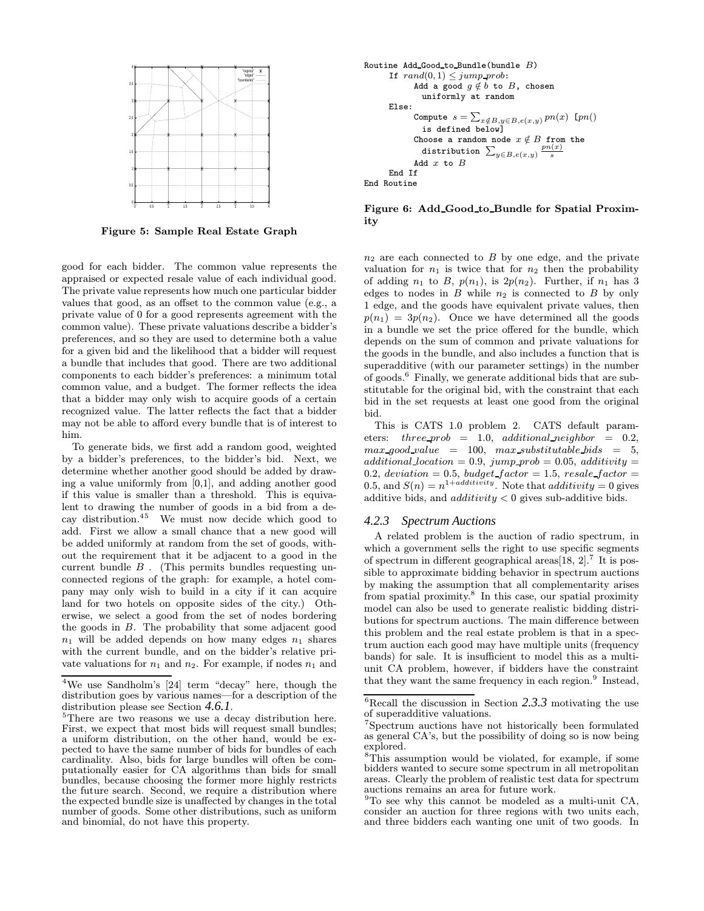"regions"
"edges"
"boundaries"

4
3.5
3
2.5
2
1.5
1
0.5
0

0 0.5 1 1.5 2 2.5 3 3.5 4

**Figure 5: Sample Real Estate Graph**

good for each bidder. The common value represents the appraised or expected resale value of each individual good. The private value represents how much one particular bidder values that good, as an offset to the common value (e.g., a private value of 0 for a good represents agreement with the common value). These private valuations describe a bidder's preferences, and so they are used to determine both a value for a given bid and the likelihood that a bidder will request a bundle that includes that good. There are two additional components to each bidder's preferences: a minimum total common value, and a budget. The former reflects the idea that a bidder may only wish to acquire goods of a certain recognized value. The latter reflects the fact that a bidder may not be able to afford every bundle that is of interest to him.

To generate bids, we first add a random good, weighted by a bidder's preferences, to the bidder's bid. Next, we determine whether another good should be added by drawing a value uniformly from [0,1], and adding another good if this value is smaller than a threshold. This is equivalent to drawing the number of goods in a bid from a decay distribution.[4][5] We must now decide which good to add. First we allow a small chance that a new good will be added uniformly at random from the set of goods, without the requirement that it be adjacent to a good in the current bundle $B$. (This permits bundles requesting unconnected regions of the graph: for example, a hotel company may only wish to build in a city if it can acquire land for two hotels on opposite sides of the city.) Otherwise, we select a good from the set of nodes bordering the goods in $B$. The probability that some adjacent good $n_1$ will be added depends on how many edges $n_1$ shares with the current bundle, and on the bidder's relative private valuations for $n_1$ and $n_2$. For example, if nodes $n_1$ and $n_2$ are each connected to $B$ by one edge, and the private valuation for $n_1$ is twice that for $n_2$ then the probability of adding $n_1$ to $B$, $p(n_1)$, is $2p(n_2)$. Further, if $n_1$ has 3 edges to nodes in $B$ while $n_2$ is connected to $B$ by only 1 edge, and the goods have equivalent private values, then $p(n_1) = 3p(n_2)$. Once we have determined all the goods in a bundle we set the price offered for the bundle, which depends on the sum of common and private valuations for the goods in the bundle, and also includes a function that is superadditive (with our parameter settings) in the number of goods.[6] Finally, we generate additional bids that are substitutable for the original bid, with the constraint that each bid in the set requests at least one good from the original bid.

```
Routine Add_Good_to_Bundle(bundle B)
      If rand(0,1) ≤ jump_prob:
            Add a good g ∉ b to B, chosen
              uniformly at random
      Else:
            Compute s = Σ_{x∉B, y∈B, e(x,y)} pn(x)  [pn()
              is defined below]
            Choose a random node x ∉ B from the
              distribution Σ_{y∈B, e(x,y)} pn(x)/s
            Add x to B
      End If
End Routine
```

**Figure 6: Add_Good_to_Bundle for Spatial Proximity**

This is CATS 1.0 problem 2. CATS default parameters: $three\_prob = 1.0$, $additional\_neighbor = 0.2$, $max\_good\_value = 100$, $max\_substitutable\_bids = 5$, $additional\_location = 0.9$, $jump\_prob = 0.05$, $additivity = 0.2$, $deviation = 0.5$, $budget\_factor = 1.5$, $resale\_factor = 0.5$, and $S(n) = n^{1+additivity}$. Note that $additivity = 0$ gives additive bids, and $additivity < 0$ gives sub-additive bids.

### *4.2.3 Spectrum Auctions*

A related problem is the auction of radio spectrum, in which a government sells the right to use specific segments of spectrum in different geographical areas[18, 2].[7] It is possible to approximate bidding behavior in spectrum auctions by making the assumption that all complementarity arises from spatial proximity.[8] In this case, our spatial proximity model can also be used to generate realistic bidding distributions for spectrum auctions. The main difference between this problem and the real estate problem is that in a spectrum auction each good may have multiple units (frequency bands) for sale. It is insufficient to model this as a multi-unit CA problem, however, if bidders have the constraint that they want the same frequency in each region.[9] Instead,

[4] We use Sandholm's [24] term "decay" here, though the distribution goes by various names—for a description of the distribution please see Section *4.6.1*.

[5] There are two reasons we use a decay distribution here. First, we expect that most bids will request small bundles; a uniform distribution, on the other hand, would be expected to have the same number of bids for bundles of each cardinality. Also, bids for large bundles will often be computationally easier for CA algorithms than bids for small bundles, because choosing the former more highly restricts the future search. Second, we require a distribution where the expected bundle size is unaffected by changes in the total number of goods. Some other distributions, such as uniform and binomial, do not have this property.

[6] Recall the discussion in Section *2.3.3* motivating the use of superadditive valuations.

[7] Spectrum auctions have not historically been formulated as general CA's, but the possibility of doing so is now being explored.

[8] This assumption would be violated, for example, if some bidders wanted to secure some spectrum in all metropolitan areas. Clearly the problem of realistic test data for spectrum auctions remains an area for future work.

[9] To see why this cannot be modeled as a multi-unit CA, consider an auction for three regions with two units each, and three bidders each wanting one unit of two goods. In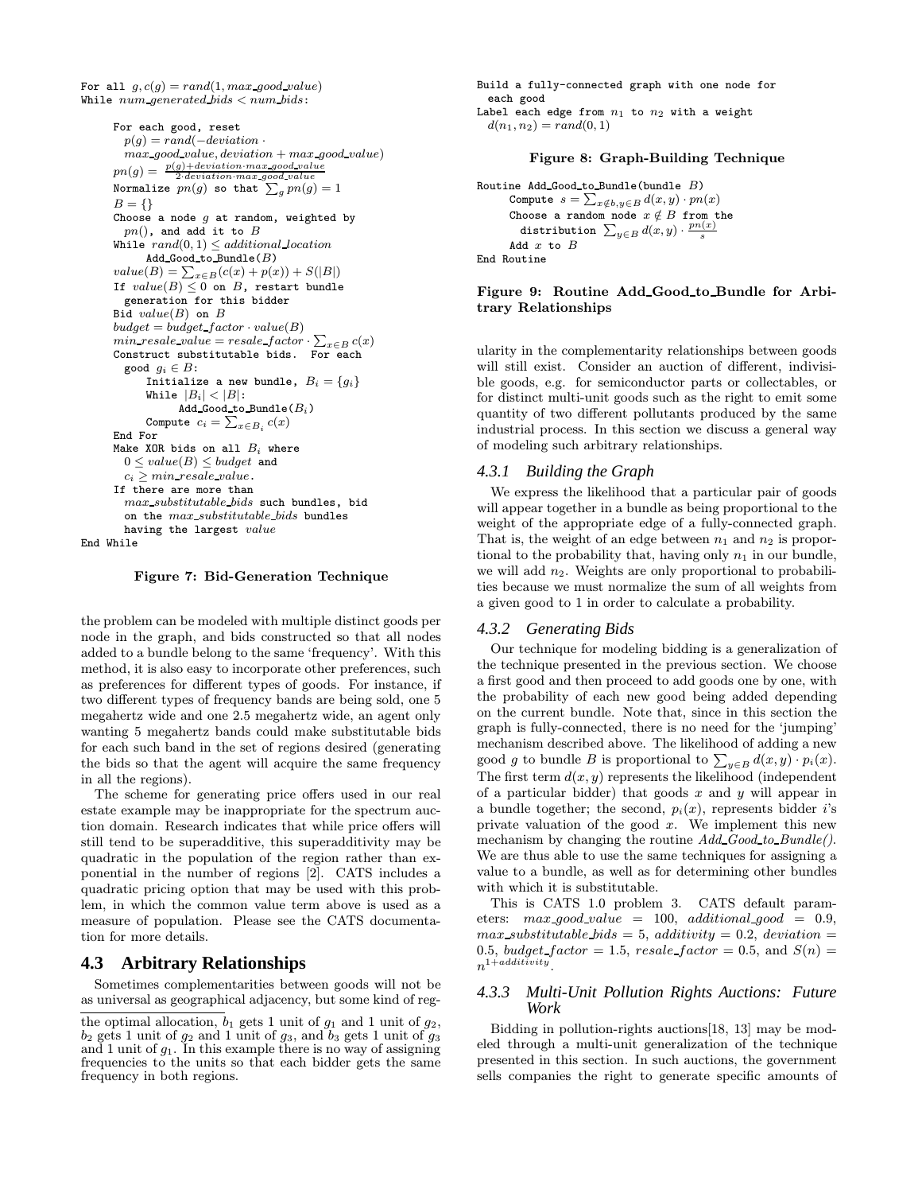```
For all g, c(g) = rand(1, max_good_value)
While num_generated_bids < num_bids:

    For each good, reset
      p(g) = rand(−deviation · max_good_value, deviation + max_good_value)
    pn(g) = (p(g)+deviation·max_good_value) / (2·deviation·max_good_value)
    Normalize pn(g) so that Σ_g pn(g) = 1
    B = {}
    Choose a node g at random, weighted by
      pn(), and add it to B
    While rand(0,1) ≤ additional_location
        Add_Good_to_Bundle(B)
    value(B) = Σ_{x∈B}(c(x) + p(x)) + S(|B|)
    If value(B) ≤ 0 on B, restart bundle
      generation for this bidder
    Bid value(B) on B
    budget = budget_factor · value(B)
    min_resale_value = resale_factor · Σ_{x∈B} c(x)
    Construct substitutable bids.  For each
      good g_i ∈ B:
        Initialize a new bundle, B_i = {g_i}
        While |B_i| < |B|:
            Add_Good_to_Bundle(B_i)
        Compute c_i = Σ_{x∈B_i} c(x)
    End For
    Make XOR bids on all B_i where
      0 ≤ value(B) ≤ budget and
      c_i ≥ min_resale_value.
    If there are more than
      max_substitutable_bids such bundles, bid
      on the max_substitutable_bids bundles
      having the largest value
End While
```

**Figure 7: Bid-Generation Technique**

the problem can be modeled with multiple distinct goods per node in the graph, and bids constructed so that all nodes added to a bundle belong to the same 'frequency'. With this method, it is also easy to incorporate other preferences, such as preferences for different types of goods. For instance, if two different types of frequency bands are being sold, one 5 megahertz wide and one 2.5 megahertz wide, an agent only wanting 5 megahertz bands could make substitutable bids for each such band in the set of regions desired (generating the bids so that the agent will acquire the same frequency in all the regions).

The scheme for generating price offers used in our real estate example may be inappropriate for the spectrum auction domain. Research indicates that while price offers will still tend to be superadditive, this superadditivity may be quadratic in the population of the region rather than exponential in the number of regions [2]. CATS includes a quadratic pricing option that may be used with this problem, in which the common value term above is used as a measure of population. Please see the CATS documentation for more details.

## 4.3 Arbitrary Relationships

Sometimes complementarities between goods will not be as universal as geographical adjacency, but some kind of regularity in the complementarity relationships between goods will still exist. Consider an auction of different, indivisible goods, e.g. for semiconductor parts or collectables, or for distinct multi-unit goods such as the right to emit some quantity of two different pollutants produced by the same industrial process. In this section we discuss a general way of modeling such arbitrary relationships.

the optimal allocation, $b_1$ gets 1 unit of $g_1$ and 1 unit of $g_2$, $b_2$ gets 1 unit of $g_2$ and 1 unit of $g_3$, and $b_3$ gets 1 unit of $g_3$ and 1 unit of $g_1$. In this example there is no way of assigning frequencies to the units so that each bidder gets the same frequency in both regions.

```
Build a fully-connected graph with one node for
  each good
Label each edge from n1 to n2 with a weight
  d(n1, n2) = rand(0,1)
```

**Figure 8: Graph-Building Technique**

```
Routine Add_Good_to_Bundle(bundle B)
    Compute s = Σ_{x∉b, y∈B} d(x,y) · pn(x)
    Choose a random node x ∉ B from the
      distribution Σ_{y∈B} d(x,y) · pn(x)/s
    Add x to B
End Routine
```

**Figure 9: Routine Add_Good_to_Bundle for Arbitrary Relationships**

### 4.3.1 *Building the Graph*

We express the likelihood that a particular pair of goods will appear together in a bundle as being proportional to the weight of the appropriate edge of a fully-connected graph. That is, the weight of an edge between $n_1$ and $n_2$ is proportional to the probability that, having only $n_1$ in our bundle, we will add $n_2$. Weights are only proportional to probabilities because we must normalize the sum of all weights from a given good to 1 in order to calculate a probability.

### 4.3.2 *Generating Bids*

Our technique for modeling bidding is a generalization of the technique presented in the previous section. We choose a first good and then proceed to add goods one by one, with the probability of each new good being added depending on the current bundle. Note that, since in this section the graph is fully-connected, there is no need for the 'jumping' mechanism described above. The likelihood of adding a new good $g$ to bundle $B$ is proportional to $\sum_{y \in B} d(x, y) \cdot p_i(x)$. The first term $d(x, y)$ represents the likelihood (independent of a particular bidder) that goods $x$ and $y$ will appear in a bundle together; the second, $p_i(x)$, represents bidder $i$'s private valuation of the good $x$. We implement this new mechanism by changing the routine *Add_Good_to_Bundle()*. We are thus able to use the same techniques for assigning a value to a bundle, as well as for determining other bundles with which it is substitutable.

This is CATS 1.0 problem 3. CATS default parameters: $max\_good\_value = 100$, $additional\_good = 0.9$, $max\_substitutable\_bids = 5$, $additivity = 0.2$, $deviation = 0.5$, $budget\_factor = 1.5$, $resale\_factor = 0.5$, and $S(n) = n^{1+additivity}$.

### 4.3.3 *Multi-Unit Pollution Rights Auctions: Future Work*

Bidding in pollution-rights auctions[18, 13] may be modeled through a multi-unit generalization of the technique presented in this section. In such auctions, the government sells companies the right to generate specific amounts of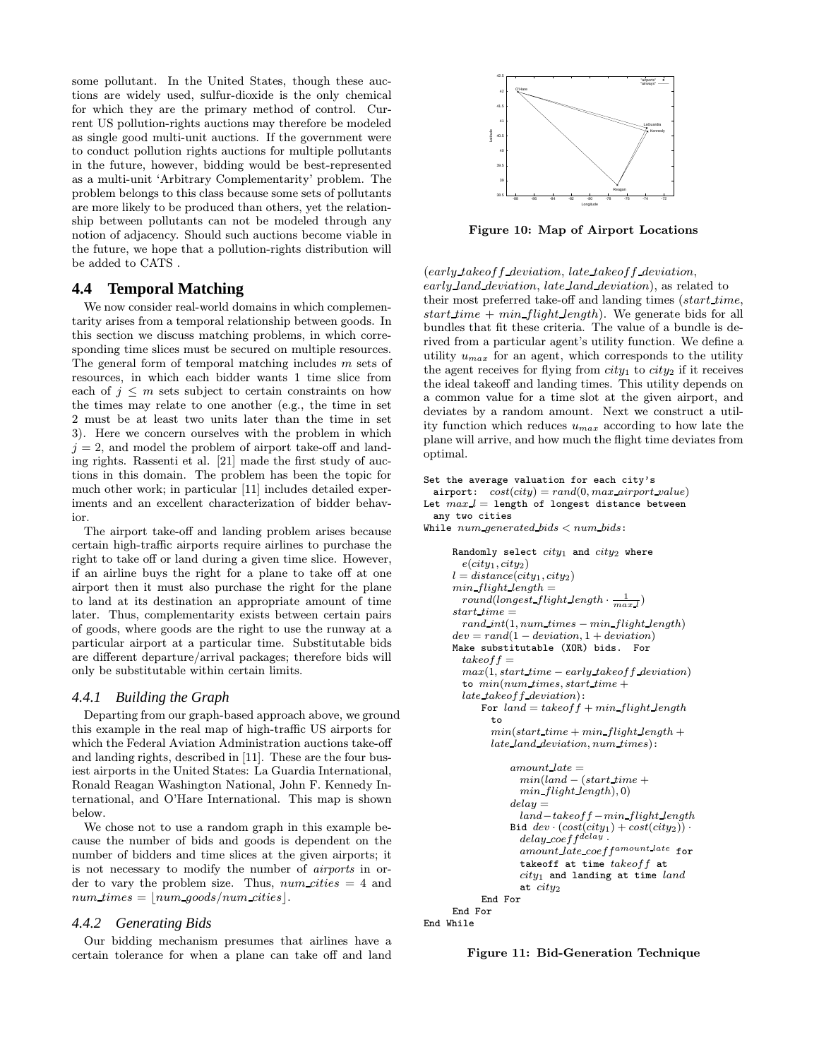some pollutant. In the United States, though these auctions are widely used, sulfur-dioxide is the only chemical for which they are the primary method of control. Current US pollution-rights auctions may therefore be modeled as single good multi-unit auctions. If the government were to conduct pollution rights auctions for multiple pollutants in the future, however, bidding would be best-represented as a multi-unit 'Arbitrary Complementarity' problem. The problem belongs to this class because some sets of pollutants are more likely to be produced than others, yet the relationship between pollutants can not be modeled through any notion of adjacency. Should such auctions become viable in the future, we hope that a pollution-rights distribution will be added to CATS .

## 4.4 Temporal Matching

We now consider real-world domains in which complementarity arises from a temporal relationship between goods. In this section we discuss matching problems, in which corresponding time slices must be secured on multiple resources. The general form of temporal matching includes $m$ sets of resources, in which each bidder wants 1 time slice from each of $j \leq m$ sets subject to certain constraints on how the times may relate to one another (e.g., the time in set 2 must be at least two units later than the time in set 3). Here we concern ourselves with the problem in which $j = 2$, and model the problem of airport take-off and landing rights. Rassenti et al. [21] made the first study of auctions in this domain. The problem has been the topic for much other work; in particular [11] includes detailed experiments and an excellent characterization of bidder behavior.

The airport take-off and landing problem arises because certain high-traffic airports require airlines to purchase the right to take off or land during a given time slice. However, if an airline buys the right for a plane to take off at one airport then it must also purchase the right for the plane to land at its destination an appropriate amount of time later. Thus, complementarity exists between certain pairs of goods, where goods are the right to use the runway at a particular airport at a particular time. Substitutable bids are different departure/arrival packages; therefore bids will only be substitutable within certain limits.

### 4.4.1 Building the Graph

Departing from our graph-based approach above, we ground this example in the real map of high-traffic US airports for which the Federal Aviation Administration auctions take-off and landing rights, described in [11]. These are the four busiest airports in the United States: La Guardia International, Ronald Reagan Washington National, John F. Kennedy International, and O'Hare International. This map is shown below.

We chose not to use a random graph in this example because the number of bids and goods is dependent on the number of bidders and time slices at the given airports; it is not necessary to modify the number of *airports* in order to vary the problem size. Thus, $num\_cities = 4$ and $num\_times = \lfloor num\_goods/num\_cities \rfloor$.

### 4.4.2 Generating Bids

Our bidding mechanism presumes that airlines have a certain tolerance for when a plane can take off and land ($early\_takeoff\_deviation$, $late\_takeoff\_deviation$, $early\_land\_deviation$, $late\_land\_deviation$), as related to their most preferred take-off and landing times ($start\_time$, $start\_time + min\_flight\_length$). We generate bids for all bundles that fit these criteria. The value of a bundle is derived from a particular agent's utility function. We define a utility $u_{max}$ for an agent, which corresponds to the utility the agent receives for flying from $city_1$ to $city_2$ if it receives the ideal takeoff and landing times. This utility depends on a common value for a time slot at the given airport, and deviates by a random amount. Next we construct a utility function which reduces $u_{max}$ according to how late the plane will arrive, and how much the flight time deviates from optimal.

Figure 10: Map of Airport Locations

```
Set the average valuation for each city's
  airport:  cost(city) = rand(0, max_airport_value)
Let max_l = length of longest distance between
  any two cities
While num_generated_bids < num_bids:

     Randomly select city1 and city2 where
       e(city1, city2)
     l = distance(city1, city2)
     min_flight_length =
       round(longest_flight_length · 1/max_l)
     start_time =
       rand_int(1, num_times − min_flight_length)
     dev = rand(1 − deviation, 1 + deviation)
     Make substitutable (XOR) bids.  For
       takeoff =
       max(1, start_time − early_takeoff_deviation)
       to min(num_times, start_time +
       late_takeoff_deviation):
          For land = takeoff + min_flight_length
            to
            min(start_time + min_flight_length +
            late_land_deviation, num_times):

               amount_late =
                 min(land − (start_time +
                 min_flight_length), 0)
               delay =
                 land − takeoff − min_flight_length
               Bid dev · (cost(city1) + cost(city2)) ·
                 delay_coeff^delay ·
                 amount_late_coeff^amount_late for
                 takeoff at time takeoff at
                 city1 and landing at time land
                 at city2
          End For
     End For
End While
```

Figure 11: Bid-Generation Technique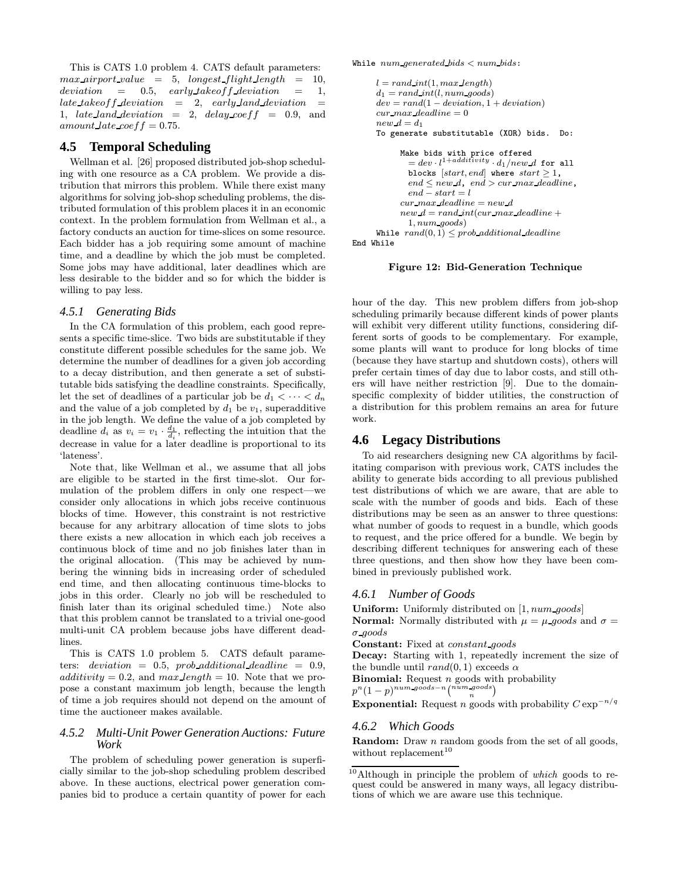This is CATS 1.0 problem 4. CATS default parameters: $max\_airport\_value = 5$, $longest\_flight\_length = 10$, $deviation = 0.5$, $early\_takeoff\_deviation = 1$, $late\_takeoff\_deviation = 2$, $early\_land\_deviation = 1$, $late\_land\_deviation = 2$, $delay\_coeff = 0.9$, and $amount\_late\_coeff = 0.75$.

## 4.5 Temporal Scheduling

Wellman et al. [26] proposed distributed job-shop scheduling with one resource as a CA problem. We provide a distribution that mirrors this problem. While there exist many algorithms for solving job-shop scheduling problems, the distributed formulation of this problem places it in an economic context. In the problem formulation from Wellman et al., a factory conducts an auction for time-slices on some resource. Each bidder has a job requiring some amount of machine time, and a deadline by which the job must be completed. Some jobs may have additional, later deadlines which are less desirable to the bidder and so for which the bidder is willing to pay less.

### 4.5.1 Generating Bids

In the CA formulation of this problem, each good represents a specific time-slice. Two bids are substitutable if they constitute different possible schedules for the same job. We determine the number of deadlines for a given job according to a decay distribution, and then generate a set of substitutable bids satisfying the deadline constraints. Specifically, let the set of deadlines of a particular job be $d_1 < \cdots < d_n$ and the value of a job completed by $d_1$ be $v_1$, superadditive in the job length. We define the value of a job completed by deadline $d_i$ as $v_i = v_1 \cdot \frac{d_1}{d_i}$, reflecting the intuition that the decrease in value for a later deadline is proportional to its 'lateness'.

Note that, like Wellman et al., we assume that all jobs are eligible to be started in the first time-slot. Our formulation of the problem differs in only one respect—we consider only allocations in which jobs receive continuous blocks of time. However, this constraint is not restrictive because for any arbitrary allocation of time slots to jobs there exists a new allocation in which each job receives a continuous block of time and no job finishes later than in the original allocation. (This may be achieved by numbering the winning bids in increasing order of scheduled end time, and then allocating continuous time-blocks to jobs in this order. Clearly no job will be rescheduled to finish later than its original scheduled time.) Note also that this problem cannot be translated to a trivial one-good multi-unit CA problem because jobs have different deadlines.

This is CATS 1.0 problem 5. CATS default parameters: $deviation = 0.5$, $prob\_additional\_deadline = 0.9$, $additivity = 0.2$, and $max\_length = 10$. Note that we propose a constant maximum job length, because the length of time a job requires should not depend on the amount of time the auctioneer makes available.

### 4.5.2 Multi-Unit Power Generation Auctions: Future Work

The problem of scheduling power generation is superficially similar to the job-shop scheduling problem described above. In these auctions, electrical power generation companies bid to produce a certain quantity of power for each hour of the day. This new problem differs from job-shop scheduling primarily because different kinds of power plants will exhibit very different utility functions, considering different sorts of goods to be complementary. For example, some plants will want to produce for long blocks of time (because they have startup and shutdown costs), others will prefer certain times of day due to labor costs, and still others will have neither restriction [9]. Due to the domain-specific complexity of bidder utilities, the construction of a distribution for this problem remains an area for future work.

While $num\_generated\_bids < num\_bids$:

> $l = rand\_int(1, max\_length)$
> $d_1 = rand\_int(l, num\_goods)$
> $dev = rand(1 - deviation, 1 + deviation)$
> $cur\_max\_deadline = 0$
> $new\_d = d_1$
> To generate substitutable (XOR) bids. Do:
>
> > Make bids with price offered $= dev \cdot l^{1+additivity} \cdot d_1 / new\_d$ for all blocks $[start, end]$ where $start \geq 1$, $end \leq new\_d$, $end > cur\_max\_deadline$, $end - start = l$
> > $cur\_max\_deadline = new\_d$
> > $new\_d = rand\_int(cur\_max\_deadline + 1, num\_goods)$
>
> While $rand(0, 1) \leq prob\_additional\_deadline$

End While

**Figure 12: Bid-Generation Technique**

## 4.6 Legacy Distributions

To aid researchers designing new CA algorithms by facilitating comparison with previous work, CATS includes the ability to generate bids according to all previous published test distributions of which we are aware, that are able to scale with the number of goods and bids. Each of these distributions may be seen as an answer to three questions: what number of goods to request in a bundle, which goods to request, and the price offered for a bundle. We begin by describing different techniques for answering each of these three questions, and then show how they have been combined in previously published work.

### 4.6.1 Number of Goods

**Uniform:** Uniformly distributed on $[1, num\_goods]$

**Normal:** Normally distributed with $\mu = \mu\_goods$ and $\sigma = \sigma\_goods$

**Constant:** Fixed at $constant\_goods$

**Decay:** Starting with 1, repeatedly increment the size of the bundle until $rand(0, 1)$ exceeds $\alpha$

**Binomial:** Request $n$ goods with probability $p^n(1-p)^{num\_goods - n}\binom{num\_goods}{n}$

**Exponential:** Request $n$ goods with probability $C \exp^{-n/q}$

### 4.6.2 Which Goods

**Random:** Draw $n$ random goods from the set of all goods, without replacement[10]

[10] Although in principle the problem of *which* goods to request could be answered in many ways, all legacy distributions of which we are aware use this technique.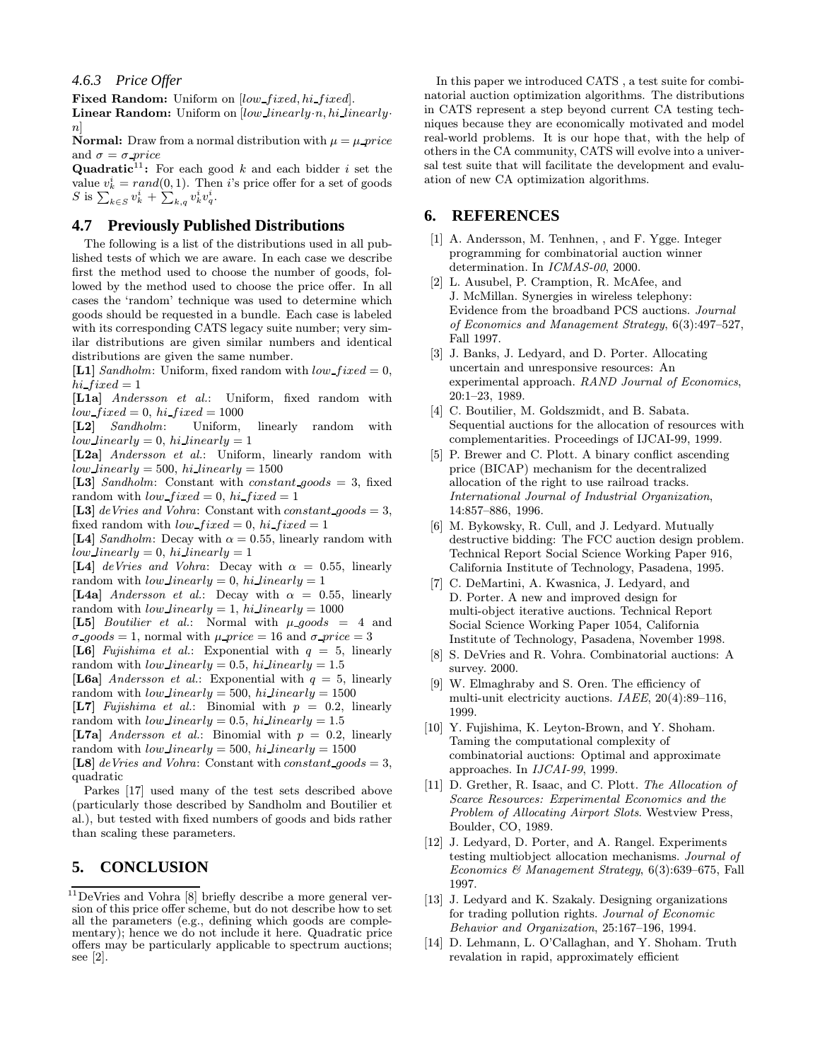### 4.6.3 Price Offer

**Fixed Random:** Uniform on $[low\_fixed, hi\_fixed]$.

**Linear Random:** Uniform on $[low\_linearly \cdot n, hi\_linearly \cdot n]$

**Normal:** Draw from a normal distribution with $\mu = \mu\_price$ and $\sigma = \sigma\_price$

**Quadratic**[11]**:** For each good $k$ and each bidder $i$ set the value $v_k^i = rand(0, 1)$. Then $i$'s price offer for a set of goods $S$ is $\sum_{k \in S} v_k^i + \sum_{k,q} v_k^i v_q^i$.

## 4.7 Previously Published Distributions

The following is a list of the distributions used in all published tests of which we are aware. In each case we describe first the method used to choose the number of goods, followed by the method used to choose the price offer. In all cases the 'random' technique was used to determine which goods should be requested in a bundle. Each case is labeled with its corresponding CATS legacy suite number; very similar distributions are given similar numbers and identical distributions are given the same number.

**[L1]** *Sandholm*: Uniform, fixed random with $low\_fixed = 0$, $hi\_fixed = 1$

**[L1a]** *Andersson et al.*: Uniform, fixed random with $low\_fixed = 0$, $hi\_fixed = 1000$

**[L2]** *Sandholm*: Uniform, linearly random with $low\_linearly = 0$, $hi\_linearly = 1$

**[L2a]** *Andersson et al.*: Uniform, linearly random with $low\_linearly = 500$, $hi\_linearly = 1500$

**[L3]** *Sandholm*: Constant with $constant\_goods = 3$, fixed random with $low\_fixed = 0$, $hi\_fixed = 1$

**[L3]** *deVries and Vohra*: Constant with $constant\_goods = 3$, fixed random with $low\_fixed = 0$, $hi\_fixed = 1$

**[L4]** *Sandholm*: Decay with $\alpha = 0.55$, linearly random with $low\_linearly = 0$, $hi\_linearly = 1$

**[L4]** *deVries and Vohra*: Decay with $\alpha = 0.55$, linearly random with $low\_linearly = 0$, $hi\_linearly = 1$

**[L4a]** *Andersson et al.*: Decay with $\alpha = 0.55$, linearly random with $low\_linearly = 1$, $hi\_linearly = 1000$

**[L5]** *Boutilier et al.*: Normal with $\mu\_goods = 4$ and $\sigma\_goods = 1$, normal with $\mu\_price = 16$ and $\sigma\_price = 3$

**[L6]** *Fujishima et al.*: Exponential with $q = 5$, linearly random with $low\_linearly = 0.5$, $hi\_linearly = 1.5$

**[L6a]** *Andersson et al.*: Exponential with $q = 5$, linearly random with $low\_linearly = 500$, $hi\_linearly = 1500$

**[L7]** *Fujishima et al.*: Binomial with $p = 0.2$, linearly random with $low\_linearly = 0.5$, $hi\_linearly = 1.5$

**[L7a]** *Andersson et al.*: Binomial with $p = 0.2$, linearly random with $low\_linearly = 500$, $hi\_linearly = 1500$

**[L8]** *deVries and Vohra*: Constant with $constant\_goods = 3$, quadratic

Parkes [17] used many of the test sets described above (particularly those described by Sandholm and Boutilier et al.), but tested with fixed numbers of goods and bids rather than scaling these parameters.

## 5. CONCLUSION

In this paper we introduced CATS , a test suite for combinatorial auction optimization algorithms. The distributions in CATS represent a step beyond current CA testing techniques because they are economically motivated and model real-world problems. It is our hope that, with the help of others in the CA community, CATS will evolve into a universal test suite that will facilitate the development and evaluation of new CA optimization algorithms.

## 6. REFERENCES

[1] A. Andersson, M. Tenhnen, , and F. Ygge. Integer programming for combinatorial auction winner determination. In *ICMAS-00*, 2000.

[2] L. Ausubel, P. Cramption, R. McAfee, and J. McMillan. Synergies in wireless telephony: Evidence from the broadband PCS auctions. *Journal of Economics and Management Strategy*, 6(3):497–527, Fall 1997.

[3] J. Banks, J. Ledyard, and D. Porter. Allocating uncertain and unresponsive resources: An experimental approach. *RAND Journal of Economics*, 20:1–23, 1989.

[4] C. Boutilier, M. Goldszmidt, and B. Sabata. Sequential auctions for the allocation of resources with complementarities. Proceedings of IJCAI-99, 1999.

[5] P. Brewer and C. Plott. A binary conflict ascending price (BICAP) mechanism for the decentralized allocation of the right to use railroad tracks. *International Journal of Industrial Organization*, 14:857–886, 1996.

[6] M. Bykowsky, R. Cull, and J. Ledyard. Mutually destructive bidding: The FCC auction design problem. Technical Report Social Science Working Paper 916, California Institute of Technology, Pasadena, 1995.

[7] C. DeMartini, A. Kwasnica, J. Ledyard, and D. Porter. A new and improved design for multi-object iterative auctions. Technical Report Social Science Working Paper 1054, California Institute of Technology, Pasadena, November 1998.

[8] S. DeVries and R. Vohra. Combinatorial auctions: A survey. 2000.

[9] W. Elmaghraby and S. Oren. The efficiency of multi-unit electricity auctions. *IAEE*, 20(4):89–116, 1999.

[10] Y. Fujishima, K. Leyton-Brown, and Y. Shoham. Taming the computational complexity of combinatorial auctions: Optimal and approximate approaches. In *IJCAI-99*, 1999.

[11] D. Grether, R. Isaac, and C. Plott. *The Allocation of Scarce Resources: Experimental Economics and the Problem of Allocating Airport Slots*. Westview Press, Boulder, CO, 1989.

[12] J. Ledyard, D. Porter, and A. Rangel. Experiments testing multiobject allocation mechanisms. *Journal of Economics & Management Strategy*, 6(3):639–675, Fall 1997.

[13] J. Ledyard and K. Szakaly. Designing organizations for trading pollution rights. *Journal of Economic Behavior and Organization*, 25:167–196, 1994.

[14] D. Lehmann, L. O'Callaghan, and Y. Shoham. Truth revalation in rapid, approximately efficient

---

[11] DeVries and Vohra [8] briefly describe a more general version of this price offer scheme, but do not describe how to set all the parameters (e.g., defining which goods are complementary); hence we do not include it here. Quadratic price offers may be particularly applicable to spectrum auctions; see [2].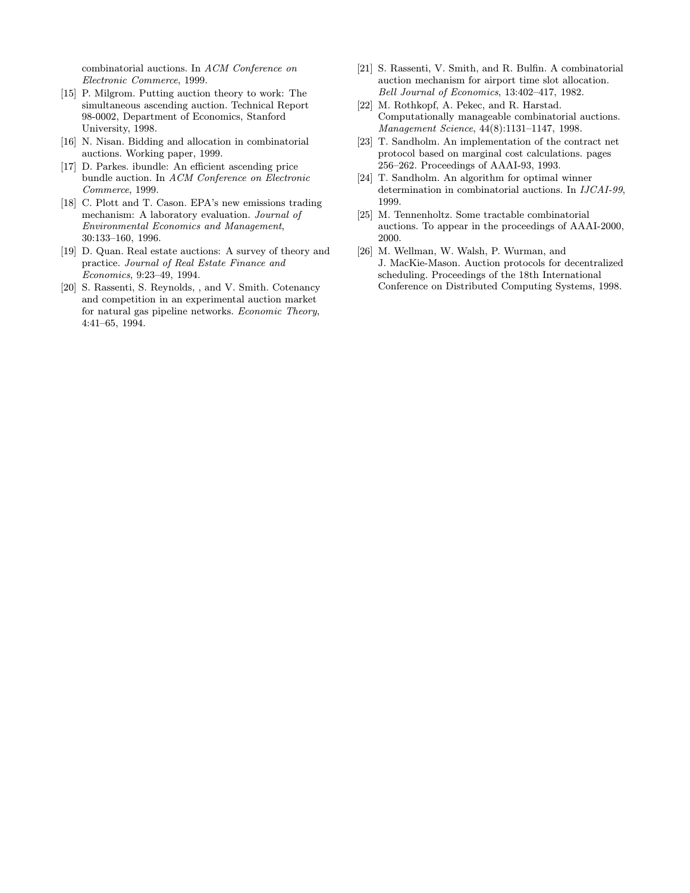combinatorial auctions. In *ACM Conference on Electronic Commerce*, 1999.

[15] P. Milgrom. Putting auction theory to work: The simultaneous ascending auction. Technical Report 98-0002, Department of Economics, Stanford University, 1998.

[16] N. Nisan. Bidding and allocation in combinatorial auctions. Working paper, 1999.

[17] D. Parkes. ibundle: An efficient ascending price bundle auction. In *ACM Conference on Electronic Commerce*, 1999.

[18] C. Plott and T. Cason. EPA's new emissions trading mechanism: A laboratory evaluation. *Journal of Environmental Economics and Management*, 30:133–160, 1996.

[19] D. Quan. Real estate auctions: A survey of theory and practice. *Journal of Real Estate Finance and Economics*, 9:23–49, 1994.

[20] S. Rassenti, S. Reynolds, , and V. Smith. Cotenancy and competition in an experimental auction market for natural gas pipeline networks. *Economic Theory*, 4:41–65, 1994.

[21] S. Rassenti, V. Smith, and R. Bulfin. A combinatorial auction mechanism for airport time slot allocation. *Bell Journal of Economics*, 13:402–417, 1982.

[22] M. Rothkopf, A. Pekec, and R. Harstad. Computationally manageable combinatorial auctions. *Management Science*, 44(8):1131–1147, 1998.

[23] T. Sandholm. An implementation of the contract net protocol based on marginal cost calculations. pages 256–262. Proceedings of AAAI-93, 1993.

[24] T. Sandholm. An algorithm for optimal winner determination in combinatorial auctions. In *IJCAI-99*, 1999.

[25] M. Tennenholtz. Some tractable combinatorial auctions. To appear in the proceedings of AAAI-2000, 2000.

[26] M. Wellman, W. Walsh, P. Wurman, and J. MacKie-Mason. Auction protocols for decentralized scheduling. Proceedings of the 18th International Conference on Distributed Computing Systems, 1998.